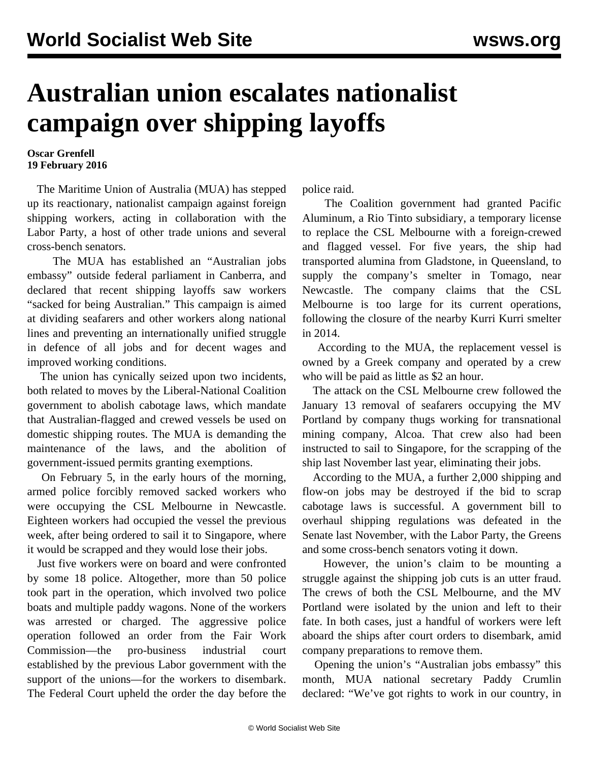# Australian union escalates nationalist campaign over shipping layoffs

**Oscar Grenfell**
**19 February 2016**

The Maritime Union of Australia (MUA) has stepped up its reactionary, nationalist campaign against foreign shipping workers, acting in collaboration with the Labor Party, a host of other trade unions and several cross-bench senators.

The MUA has established an "Australian jobs embassy" outside federal parliament in Canberra, and declared that recent shipping layoffs saw workers "sacked for being Australian." This campaign is aimed at dividing seafarers and other workers along national lines and preventing an internationally unified struggle in defence of all jobs and for decent wages and improved working conditions.

The union has cynically seized upon two incidents, both related to moves by the Liberal-National Coalition government to abolish cabotage laws, which mandate that Australian-flagged and crewed vessels be used on domestic shipping routes. The MUA is demanding the maintenance of the laws, and the abolition of government-issued permits granting exemptions.

On February 5, in the early hours of the morning, armed police forcibly removed sacked workers who were occupying the CSL Melbourne in Newcastle. Eighteen workers had occupied the vessel the previous week, after being ordered to sail it to Singapore, where it would be scrapped and they would lose their jobs.

Just five workers were on board and were confronted by some 18 police. Altogether, more than 50 police took part in the operation, which involved two police boats and multiple paddy wagons. None of the workers was arrested or charged. The aggressive police operation followed an order from the Fair Work Commission—the pro-business industrial court established by the previous Labor government with the support of the unions—for the workers to disembark. The Federal Court upheld the order the day before the police raid.

The Coalition government had granted Pacific Aluminum, a Rio Tinto subsidiary, a temporary license to replace the CSL Melbourne with a foreign-crewed and flagged vessel. For five years, the ship had transported alumina from Gladstone, in Queensland, to supply the company's smelter in Tomago, near Newcastle. The company claims that the CSL Melbourne is too large for its current operations, following the closure of the nearby Kurri Kurri smelter in 2014.

According to the MUA, the replacement vessel is owned by a Greek company and operated by a crew who will be paid as little as $2 an hour.

The attack on the CSL Melbourne crew followed the January 13 removal of seafarers occupying the MV Portland by company thugs working for transnational mining company, Alcoa. That crew also had been instructed to sail to Singapore, for the scrapping of the ship last November last year, eliminating their jobs.

According to the MUA, a further 2,000 shipping and flow-on jobs may be destroyed if the bid to scrap cabotage laws is successful. A government bill to overhaul shipping regulations was defeated in the Senate last November, with the Labor Party, the Greens and some cross-bench senators voting it down.

However, the union's claim to be mounting a struggle against the shipping job cuts is an utter fraud. The crews of both the CSL Melbourne, and the MV Portland were isolated by the union and left to their fate. In both cases, just a handful of workers were left aboard the ships after court orders to disembark, amid company preparations to remove them.

Opening the union's "Australian jobs embassy" this month, MUA national secretary Paddy Crumlin declared: "We've got rights to work in our country, in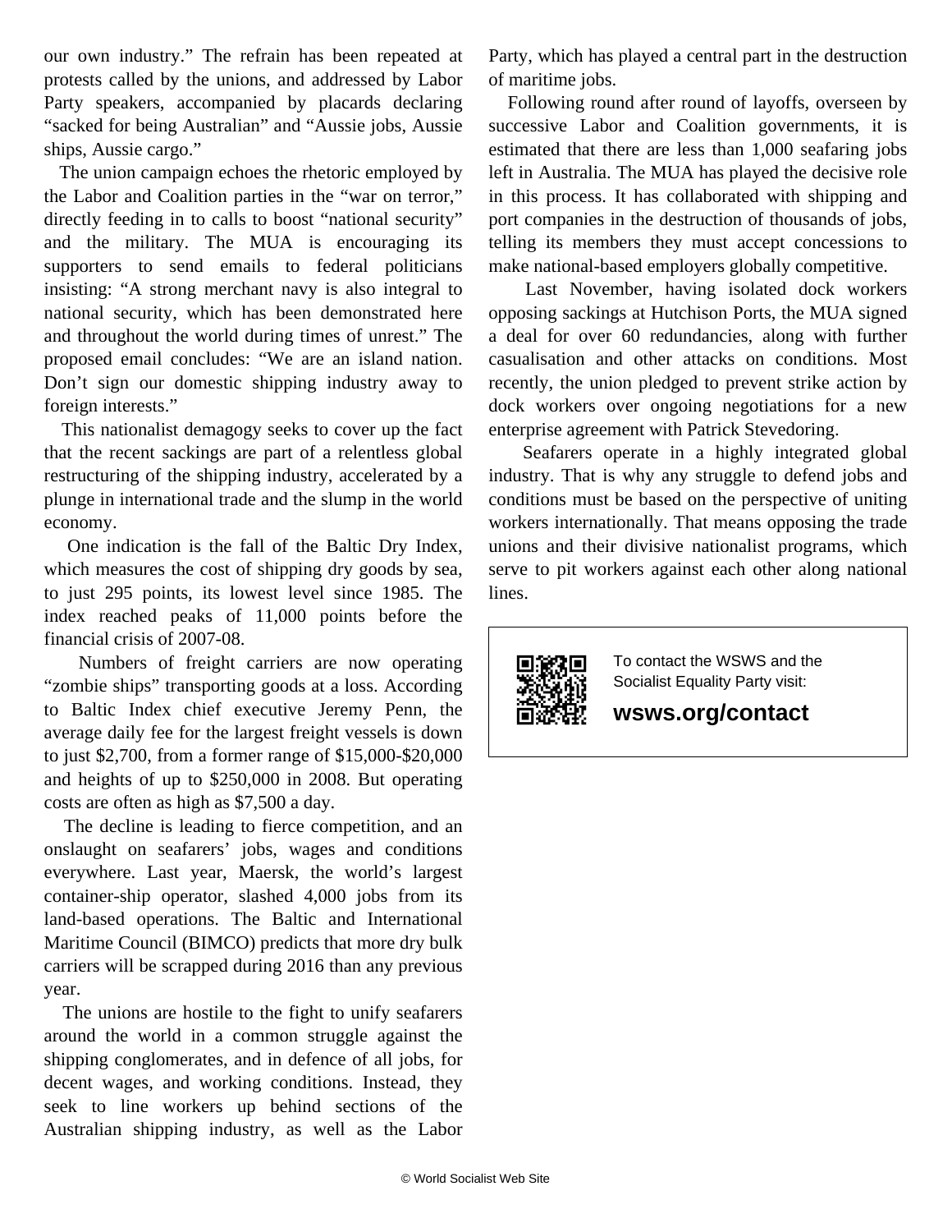our own industry." The refrain has been repeated at protests called by the unions, and addressed by Labor Party speakers, accompanied by placards declaring "sacked for being Australian" and "Aussie jobs, Aussie ships, Aussie cargo."

The union campaign echoes the rhetoric employed by the Labor and Coalition parties in the "war on terror," directly feeding in to calls to boost "national security" and the military. The MUA is encouraging its supporters to send emails to federal politicians insisting: "A strong merchant navy is also integral to national security, which has been demonstrated here and throughout the world during times of unrest." The proposed email concludes: "We are an island nation. Don't sign our domestic shipping industry away to foreign interests."

This nationalist demagogy seeks to cover up the fact that the recent sackings are part of a relentless global restructuring of the shipping industry, accelerated by a plunge in international trade and the slump in the world economy.

One indication is the fall of the Baltic Dry Index, which measures the cost of shipping dry goods by sea, to just 295 points, its lowest level since 1985. The index reached peaks of 11,000 points before the financial crisis of 2007-08.

Numbers of freight carriers are now operating "zombie ships" transporting goods at a loss. According to Baltic Index chief executive Jeremy Penn, the average daily fee for the largest freight vessels is down to just $2,700, from a former range of $15,000-$20,000 and heights of up to $250,000 in 2008. But operating costs are often as high as $7,500 a day.

The decline is leading to fierce competition, and an onslaught on seafarers' jobs, wages and conditions everywhere. Last year, Maersk, the world's largest container-ship operator, slashed 4,000 jobs from its land-based operations. The Baltic and International Maritime Council (BIMCO) predicts that more dry bulk carriers will be scrapped during 2016 than any previous year.

The unions are hostile to the fight to unify seafarers around the world in a common struggle against the shipping conglomerates, and in defence of all jobs, for decent wages, and working conditions. Instead, they seek to line workers up behind sections of the Australian shipping industry, as well as the Labor Party, which has played a central part in the destruction of maritime jobs.

Following round after round of layoffs, overseen by successive Labor and Coalition governments, it is estimated that there are less than 1,000 seafaring jobs left in Australia. The MUA has played the decisive role in this process. It has collaborated with shipping and port companies in the destruction of thousands of jobs, telling its members they must accept concessions to make national-based employers globally competitive.

Last November, having isolated dock workers opposing sackings at Hutchison Ports, the MUA signed a deal for over 60 redundancies, along with further casualisation and other attacks on conditions. Most recently, the union pledged to prevent strike action by dock workers over ongoing negotiations for a new enterprise agreement with Patrick Stevedoring.

Seafarers operate in a highly integrated global industry. That is why any struggle to defend jobs and conditions must be based on the perspective of uniting workers internationally. That means opposing the trade unions and their divisive nationalist programs, which serve to pit workers against each other along national lines.

To contact the WSWS and the Socialist Equality Party visit:

**wsws.org/contact**